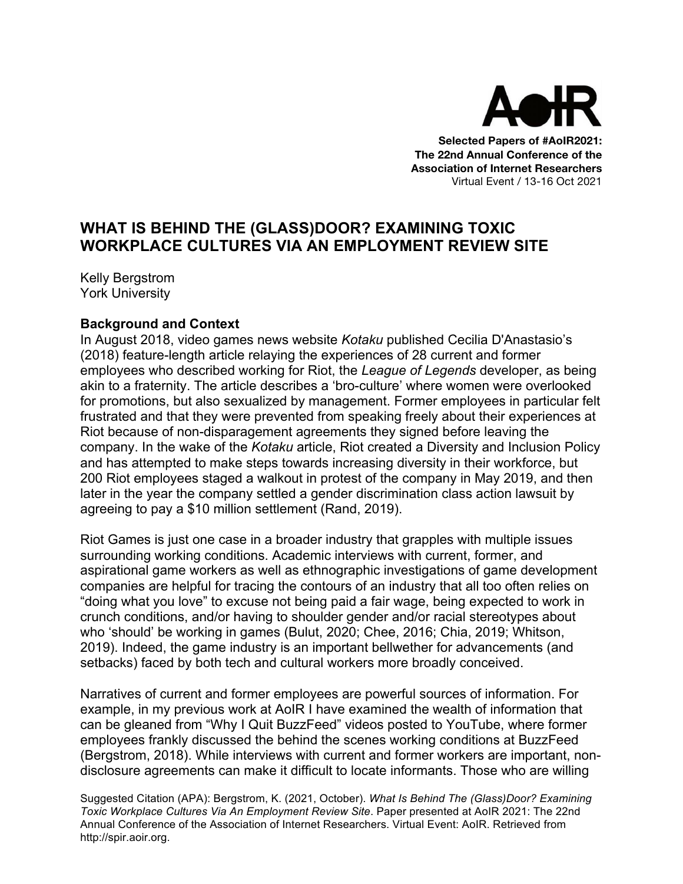**Selected Papers of #AoIR2021:**
**The 22nd Annual Conference of the**
**Association of Internet Researchers**
Virtual Event / 13-16 Oct 2021

# WHAT IS BEHIND THE (GLASS)DOOR? EXAMINING TOXIC WORKPLACE CULTURES VIA AN EMPLOYMENT REVIEW SITE

Kelly Bergstrom
York University

## Background and Context

In August 2018, video games news website *Kotaku* published Cecilia D'Anastasio's (2018) feature-length article relaying the experiences of 28 current and former employees who described working for Riot, the *League of Legends* developer, as being akin to a fraternity. The article describes a 'bro-culture' where women were overlooked for promotions, but also sexualized by management. Former employees in particular felt frustrated and that they were prevented from speaking freely about their experiences at Riot because of non-disparagement agreements they signed before leaving the company. In the wake of the *Kotaku* article, Riot created a Diversity and Inclusion Policy and has attempted to make steps towards increasing diversity in their workforce, but 200 Riot employees staged a walkout in protest of the company in May 2019, and then later in the year the company settled a gender discrimination class action lawsuit by agreeing to pay a $10 million settlement (Rand, 2019).

Riot Games is just one case in a broader industry that grapples with multiple issues surrounding working conditions. Academic interviews with current, former, and aspirational game workers as well as ethnographic investigations of game development companies are helpful for tracing the contours of an industry that all too often relies on "doing what you love" to excuse not being paid a fair wage, being expected to work in crunch conditions, and/or having to shoulder gender and/or racial stereotypes about who 'should' be working in games (Bulut, 2020; Chee, 2016; Chia, 2019; Whitson, 2019). Indeed, the game industry is an important bellwether for advancements (and setbacks) faced by both tech and cultural workers more broadly conceived.

Narratives of current and former employees are powerful sources of information. For example, in my previous work at AoIR I have examined the wealth of information that can be gleaned from "Why I Quit BuzzFeed" videos posted to YouTube, where former employees frankly discussed the behind the scenes working conditions at BuzzFeed (Bergstrom, 2018). While interviews with current and former workers are important, non-disclosure agreements can make it difficult to locate informants. Those who are willing

Suggested Citation (APA): Bergstrom, K. (2021, October). *What Is Behind The (Glass)Door? Examining Toxic Workplace Cultures Via An Employment Review Site*. Paper presented at AoIR 2021: The 22nd Annual Conference of the Association of Internet Researchers. Virtual Event: AoIR. Retrieved from http://spir.aoir.org.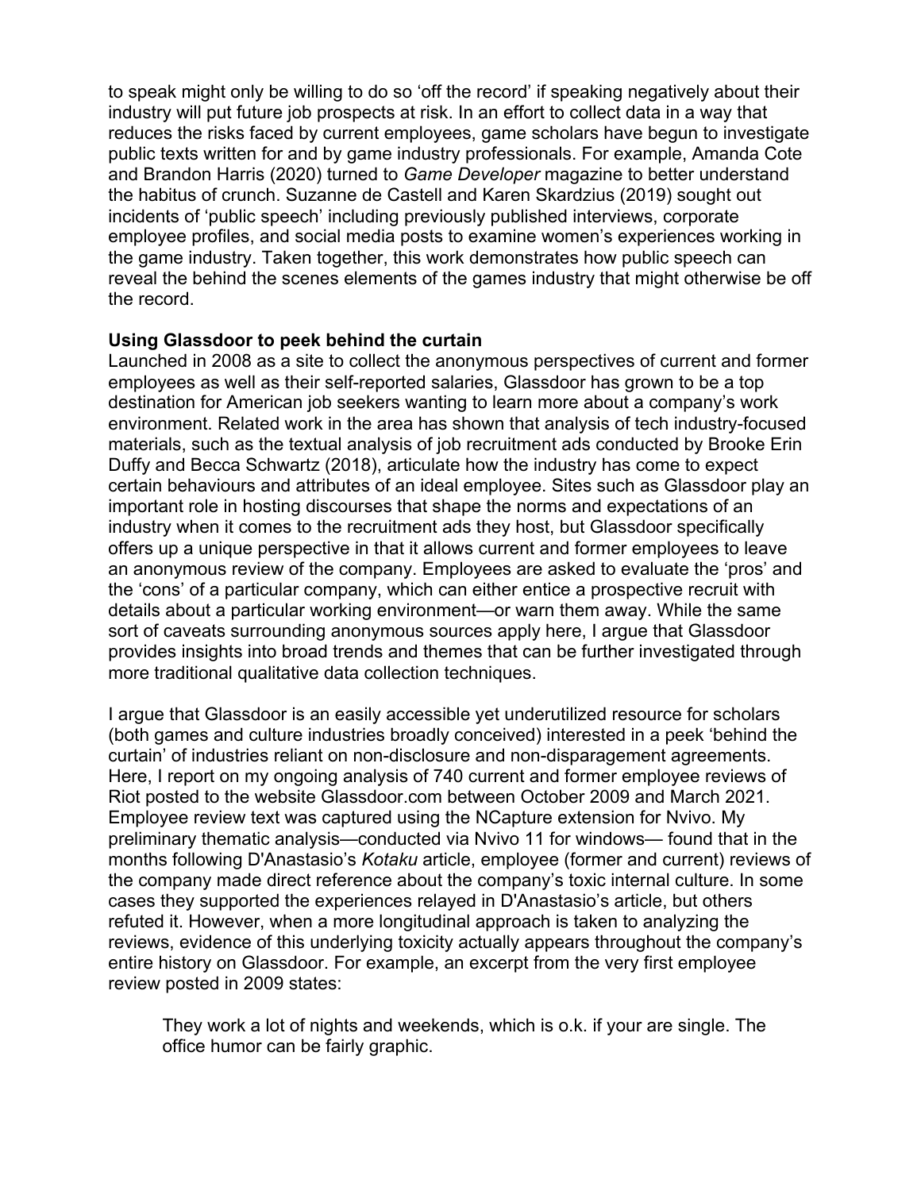to speak might only be willing to do so 'off the record' if speaking negatively about their industry will put future job prospects at risk. In an effort to collect data in a way that reduces the risks faced by current employees, game scholars have begun to investigate public texts written for and by game industry professionals. For example, Amanda Cote and Brandon Harris (2020) turned to *Game Developer* magazine to better understand the habitus of crunch. Suzanne de Castell and Karen Skardzius (2019) sought out incidents of 'public speech' including previously published interviews, corporate employee profiles, and social media posts to examine women's experiences working in the game industry. Taken together, this work demonstrates how public speech can reveal the behind the scenes elements of the games industry that might otherwise be off the record.

**Using Glassdoor to peek behind the curtain**

Launched in 2008 as a site to collect the anonymous perspectives of current and former employees as well as their self-reported salaries, Glassdoor has grown to be a top destination for American job seekers wanting to learn more about a company's work environment. Related work in the area has shown that analysis of tech industry-focused materials, such as the textual analysis of job recruitment ads conducted by Brooke Erin Duffy and Becca Schwartz (2018), articulate how the industry has come to expect certain behaviours and attributes of an ideal employee. Sites such as Glassdoor play an important role in hosting discourses that shape the norms and expectations of an industry when it comes to the recruitment ads they host, but Glassdoor specifically offers up a unique perspective in that it allows current and former employees to leave an anonymous review of the company. Employees are asked to evaluate the 'pros' and the 'cons' of a particular company, which can either entice a prospective recruit with details about a particular working environment—or warn them away. While the same sort of caveats surrounding anonymous sources apply here, I argue that Glassdoor provides insights into broad trends and themes that can be further investigated through more traditional qualitative data collection techniques.

I argue that Glassdoor is an easily accessible yet underutilized resource for scholars (both games and culture industries broadly conceived) interested in a peek 'behind the curtain' of industries reliant on non-disclosure and non-disparagement agreements. Here, I report on my ongoing analysis of 740 current and former employee reviews of Riot posted to the website Glassdoor.com between October 2009 and March 2021. Employee review text was captured using the NCapture extension for Nvivo. My preliminary thematic analysis—conducted via Nvivo 11 for windows— found that in the months following D'Anastasio's *Kotaku* article, employee (former and current) reviews of the company made direct reference about the company's toxic internal culture. In some cases they supported the experiences relayed in D'Anastasio's article, but others refuted it. However, when a more longitudinal approach is taken to analyzing the reviews, evidence of this underlying toxicity actually appears throughout the company's entire history on Glassdoor. For example, an excerpt from the very first employee review posted in 2009 states:

> They work a lot of nights and weekends, which is o.k. if your are single. The office humor can be fairly graphic.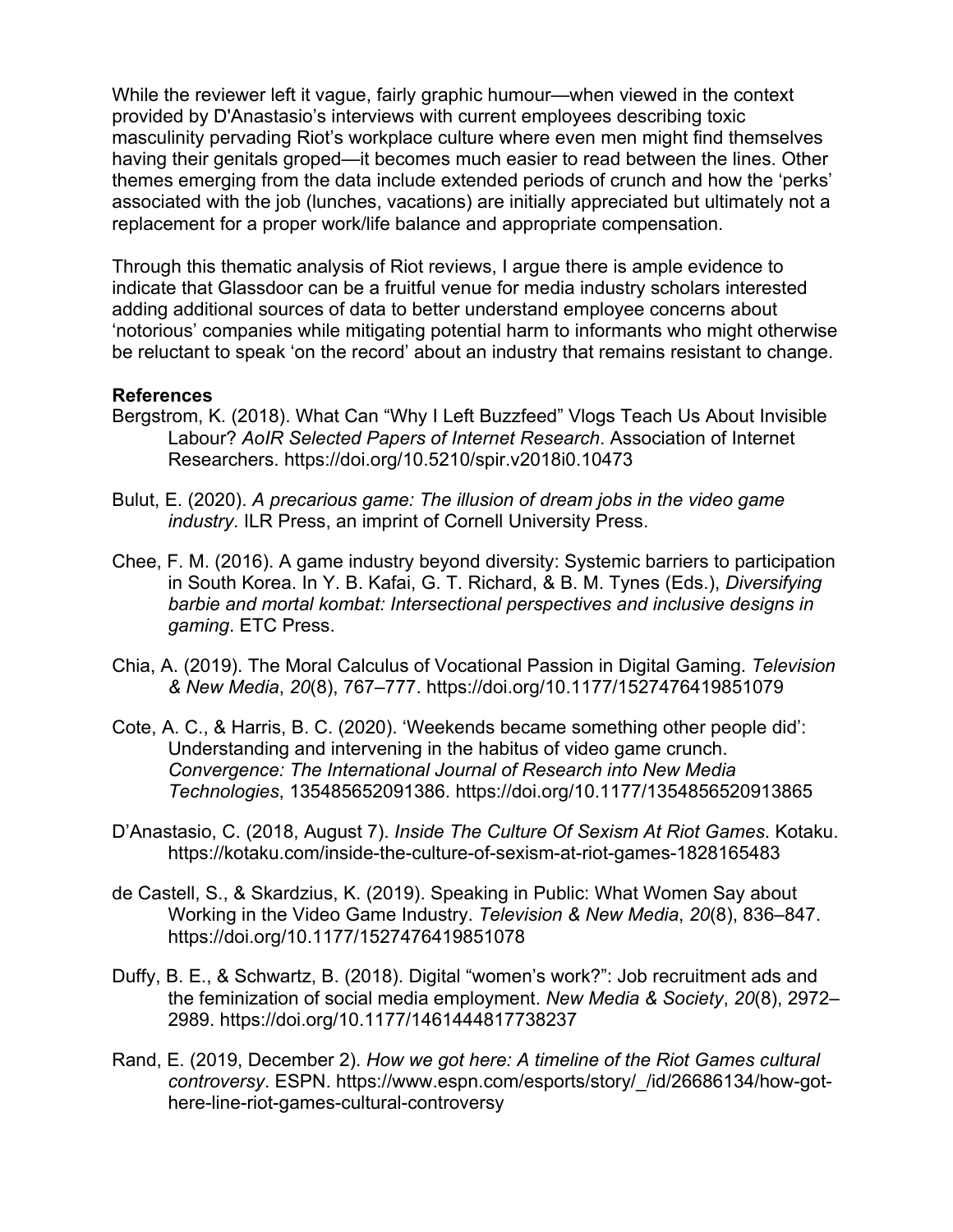While the reviewer left it vague, fairly graphic humour—when viewed in the context provided by D'Anastasio's interviews with current employees describing toxic masculinity pervading Riot's workplace culture where even men might find themselves having their genitals groped—it becomes much easier to read between the lines. Other themes emerging from the data include extended periods of crunch and how the 'perks' associated with the job (lunches, vacations) are initially appreciated but ultimately not a replacement for a proper work/life balance and appropriate compensation.

Through this thematic analysis of Riot reviews, I argue there is ample evidence to indicate that Glassdoor can be a fruitful venue for media industry scholars interested adding additional sources of data to better understand employee concerns about 'notorious' companies while mitigating potential harm to informants who might otherwise be reluctant to speak 'on the record' about an industry that remains resistant to change.

**References**

Bergstrom, K. (2018). What Can "Why I Left Buzzfeed" Vlogs Teach Us About Invisible Labour? *AoIR Selected Papers of Internet Research*. Association of Internet Researchers. https://doi.org/10.5210/spir.v2018i0.10473

Bulut, E. (2020). *A precarious game: The illusion of dream jobs in the video game industry*. ILR Press, an imprint of Cornell University Press.

Chee, F. M. (2016). A game industry beyond diversity: Systemic barriers to participation in South Korea. In Y. B. Kafai, G. T. Richard, & B. M. Tynes (Eds.), *Diversifying barbie and mortal kombat: Intersectional perspectives and inclusive designs in gaming*. ETC Press.

Chia, A. (2019). The Moral Calculus of Vocational Passion in Digital Gaming. *Television & New Media*, *20*(8), 767–777. https://doi.org/10.1177/1527476419851079

Cote, A. C., & Harris, B. C. (2020). 'Weekends became something other people did': Understanding and intervening in the habitus of video game crunch. *Convergence: The International Journal of Research into New Media Technologies*, 135485652091386. https://doi.org/10.1177/1354856520913865

D'Anastasio, C. (2018, August 7). *Inside The Culture Of Sexism At Riot Games*. Kotaku. https://kotaku.com/inside-the-culture-of-sexism-at-riot-games-1828165483

de Castell, S., & Skardzius, K. (2019). Speaking in Public: What Women Say about Working in the Video Game Industry. *Television & New Media*, *20*(8), 836–847. https://doi.org/10.1177/1527476419851078

Duffy, B. E., & Schwartz, B. (2018). Digital "women's work?": Job recruitment ads and the feminization of social media employment. *New Media & Society*, *20*(8), 2972–2989. https://doi.org/10.1177/1461444817738237

Rand, E. (2019, December 2). *How we got here: A timeline of the Riot Games cultural controversy*. ESPN. https://www.espn.com/esports/story/_/id/26686134/how-got-here-line-riot-games-cultural-controversy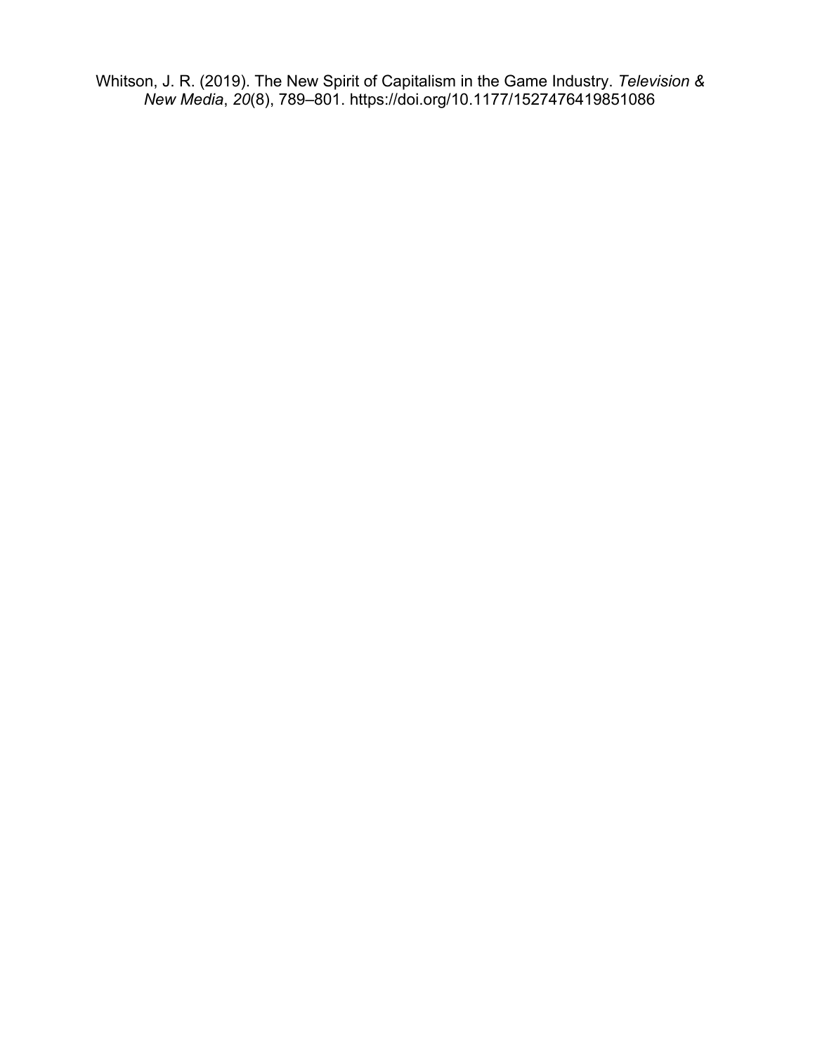Whitson, J. R. (2019). The New Spirit of Capitalism in the Game Industry. *Television & New Media*, *20*(8), 789–801. https://doi.org/10.1177/1527476419851086